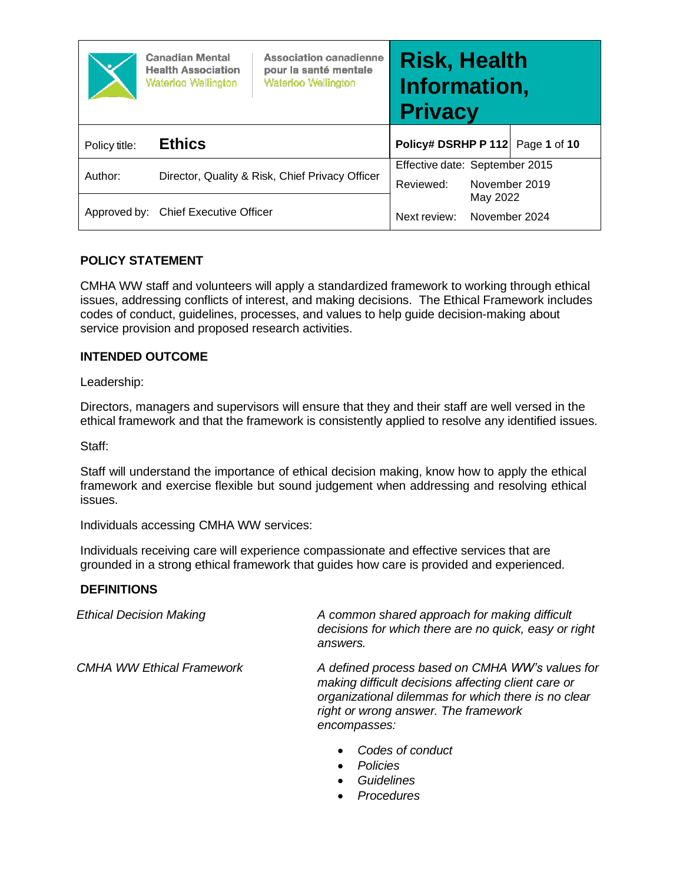| Canadian Mental Health Association Waterloo Wellington / Association canadienne pour la santé mentale Waterloo Wellington | | **Risk, Health Information, Privacy** | |
|---|---|---|---|
| Policy title: | **Ethics** | **Policy# DSRHP P 112** | Page **1** of **10** |
| Author: | Director, Quality & Risk, Chief Privacy Officer | Effective date: | September 2015 |
| | | Reviewed: | November 2019<br>May 2022 |
| Approved by: | Chief Executive Officer | Next review: | November 2024 |

## POLICY STATEMENT

CMHA WW staff and volunteers will apply a standardized framework to working through ethical issues, addressing conflicts of interest, and making decisions. The Ethical Framework includes codes of conduct, guidelines, processes, and values to help guide decision-making about service provision and proposed research activities.

## INTENDED OUTCOME

Leadership:

Directors, managers and supervisors will ensure that they and their staff are well versed in the ethical framework and that the framework is consistently applied to resolve any identified issues.

Staff:

Staff will understand the importance of ethical decision making, know how to apply the ethical framework and exercise flexible but sound judgement when addressing and resolving ethical issues.

Individuals accessing CMHA WW services:

Individuals receiving care will experience compassionate and effective services that are grounded in a strong ethical framework that guides how care is provided and experienced.

## DEFINITIONS

| | |
|---|---|
| *Ethical Decision Making* | *A common shared approach for making difficult decisions for which there are no quick, easy or right answers.* |
| *CMHA WW Ethical Framework* | *A defined process based on CMHA WW's values for making difficult decisions affecting client care or organizational dilemmas for which there is no clear right or wrong answer. The framework encompasses:*<br>• *Codes of conduct*<br>• *Policies*<br>• *Guidelines*<br>• *Procedures* |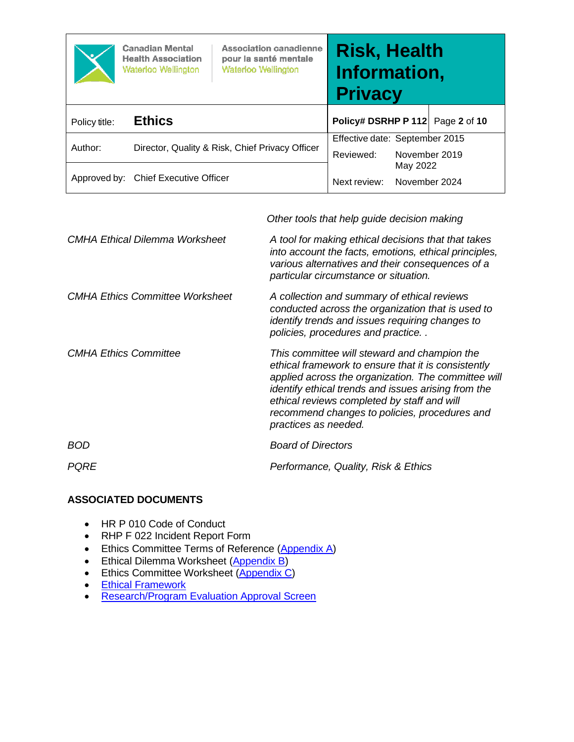| | *Other tools that help guide decision making* |
|---|---|
| *CMHA Ethical Dilemma Worksheet* | *A tool for making ethical decisions that that takes into account the facts, emotions, ethical principles, various alternatives and their consequences of a particular circumstance or situation.* |
| *CMHA Ethics Committee Worksheet* | *A collection and summary of ethical reviews conducted across the organization that is used to identify trends and issues requiring changes to policies, procedures and practice. .* |
| *CMHA Ethics Committee* | *This committee will steward and champion the ethical framework to ensure that it is consistently applied across the organization. The committee will identify ethical trends and issues arising from the ethical reviews completed by staff and will recommend changes to policies, procedures and practices as needed.* |
| *BOD* | *Board of Directors* |
| *PQRE* | *Performance, Quality, Risk & Ethics* |

**ASSOCIATED DOCUMENTS**

- HR P 010 Code of Conduct
- RHP F 022 Incident Report Form
- Ethics Committee Terms of Reference (Appendix A)
- Ethical Dilemma Worksheet (Appendix B)
- Ethics Committee Worksheet (Appendix C)
- Ethical Framework
- Research/Program Evaluation Approval Screen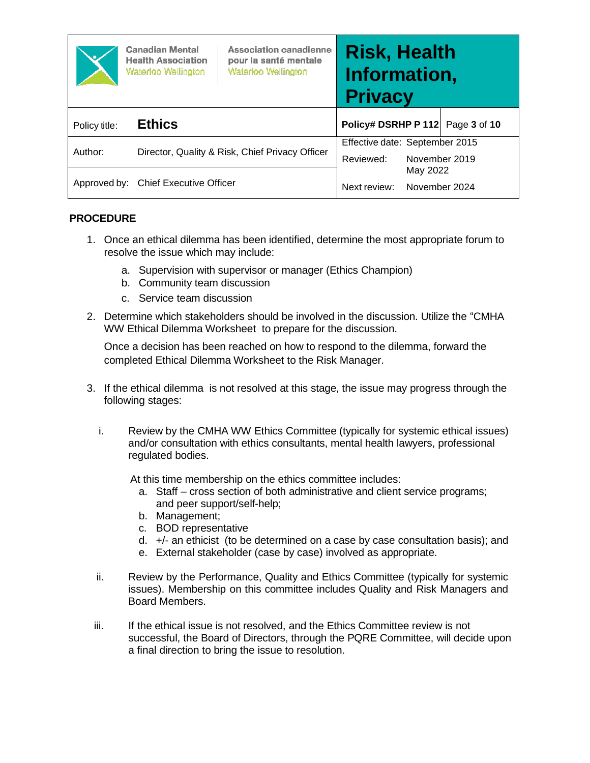## PROCEDURE

1. Once an ethical dilemma has been identified, determine the most appropriate forum to resolve the issue which may include:
   a. Supervision with supervisor or manager (Ethics Champion)
   b. Community team discussion
   c. Service team discussion

2. Determine which stakeholders should be involved in the discussion. Utilize the "CMHA WW Ethical Dilemma Worksheet to prepare for the discussion.

   Once a decision has been reached on how to respond to the dilemma, forward the completed Ethical Dilemma Worksheet to the Risk Manager.

3. If the ethical dilemma is not resolved at this stage, the issue may progress through the following stages:

   i. Review by the CMHA WW Ethics Committee (typically for systemic ethical issues) and/or consultation with ethics consultants, mental health lawyers, professional regulated bodies.

      At this time membership on the ethics committee includes:
      a. Staff – cross section of both administrative and client service programs; and peer support/self-help;
      b. Management;
      c. BOD representative
      d. +/- an ethicist (to be determined on a case by case consultation basis); and
      e. External stakeholder (case by case) involved as appropriate.

   ii. Review by the Performance, Quality and Ethics Committee (typically for systemic issues). Membership on this committee includes Quality and Risk Managers and Board Members.

   iii. If the ethical issue is not resolved, and the Ethics Committee review is not successful, the Board of Directors, through the PQRE Committee, will decide upon a final direction to bring the issue to resolution.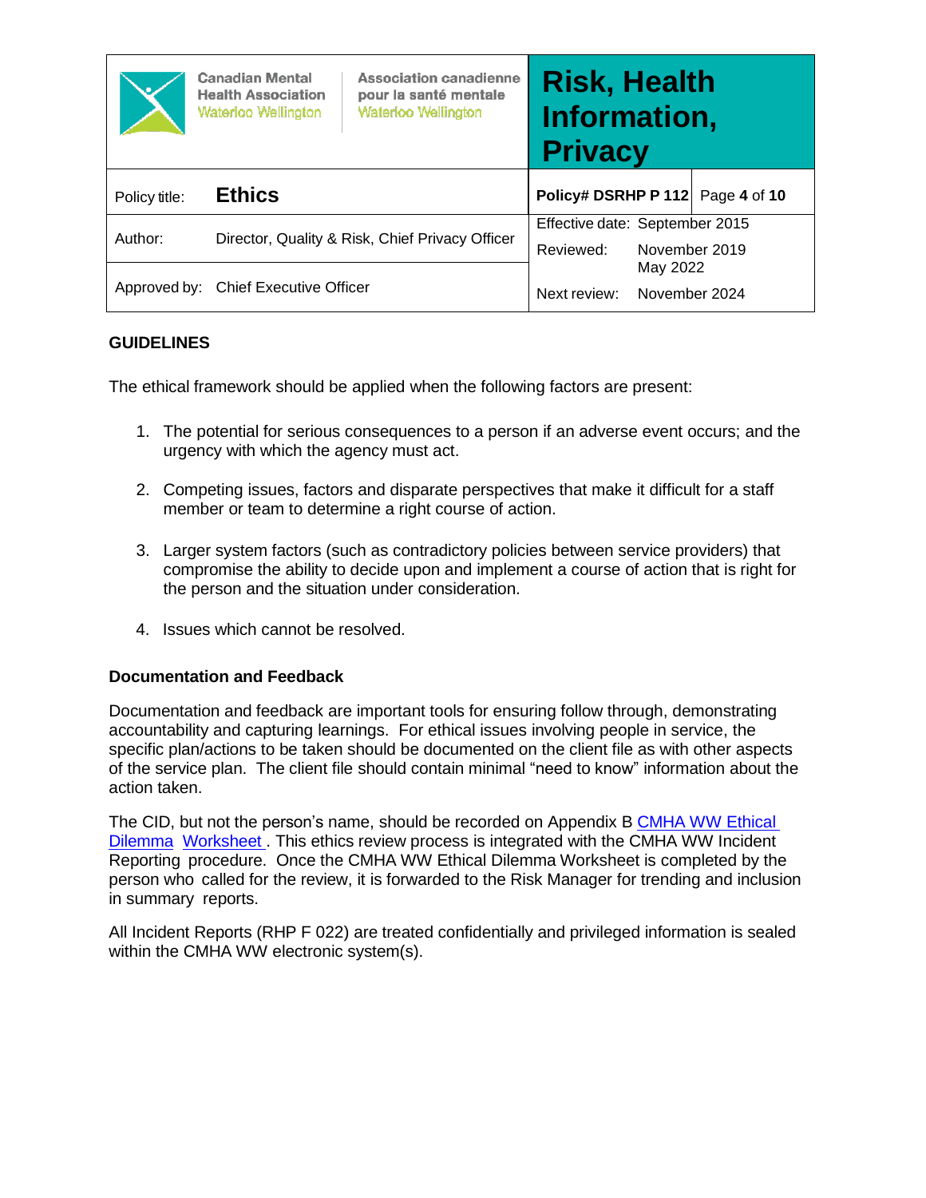## GUIDELINES

The ethical framework should be applied when the following factors are present:

1. The potential for serious consequences to a person if an adverse event occurs; and the urgency with which the agency must act.

2. Competing issues, factors and disparate perspectives that make it difficult for a staff member or team to determine a right course of action.

3. Larger system factors (such as contradictory policies between service providers) that compromise the ability to decide upon and implement a course of action that is right for the person and the situation under consideration.

4. Issues which cannot be resolved.

### Documentation and Feedback

Documentation and feedback are important tools for ensuring follow through, demonstrating accountability and capturing learnings. For ethical issues involving people in service, the specific plan/actions to be taken should be documented on the client file as with other aspects of the service plan. The client file should contain minimal "need to know" information about the action taken.

The CID, but not the person's name, should be recorded on Appendix B CMHA WW Ethical Dilemma Worksheet. This ethics review process is integrated with the CMHA WW Incident Reporting procedure. Once the CMHA WW Ethical Dilemma Worksheet is completed by the person who called for the review, it is forwarded to the Risk Manager for trending and inclusion in summary reports.

All Incident Reports (RHP F 022) are treated confidentially and privileged information is sealed within the CMHA WW electronic system(s).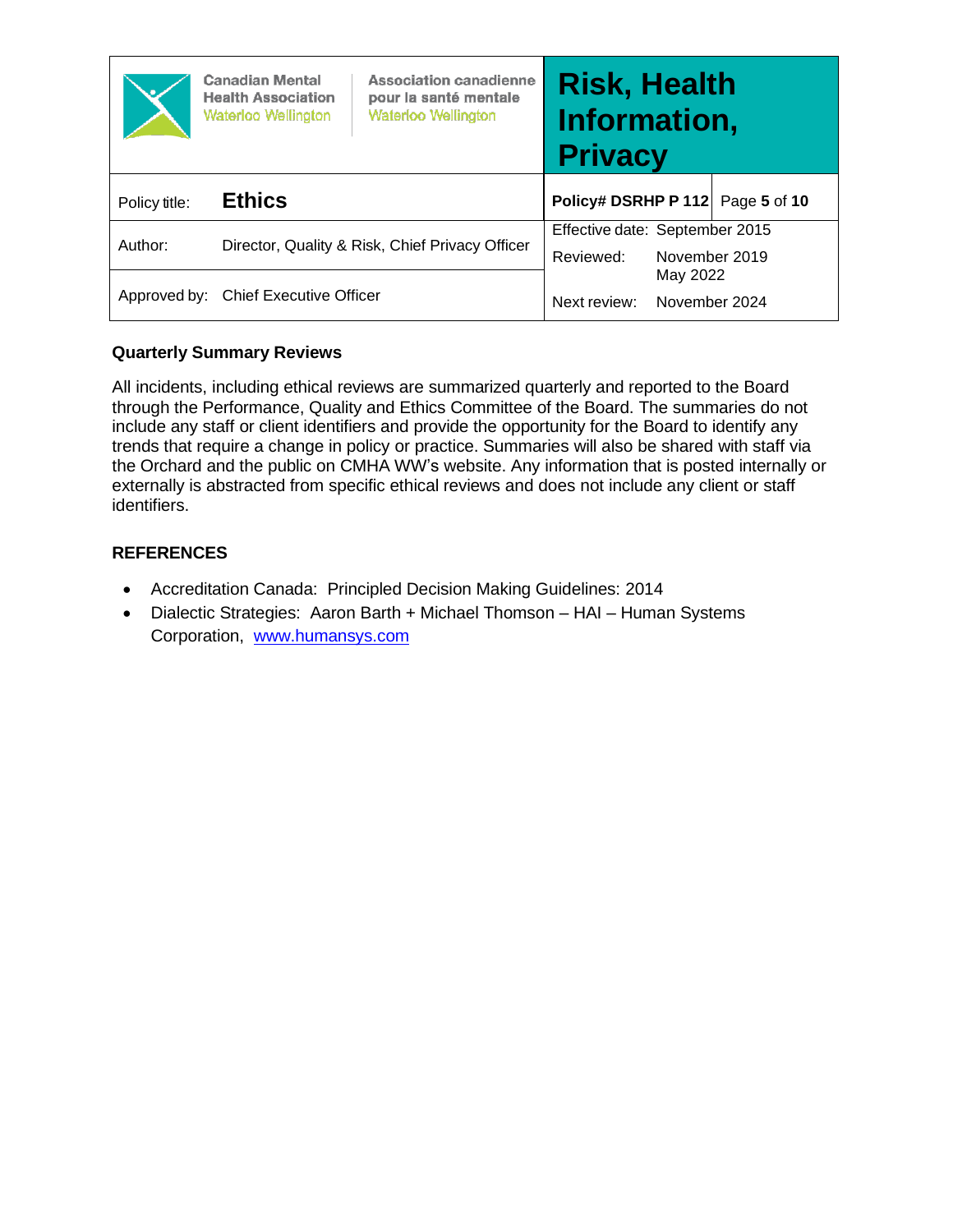### Quarterly Summary Reviews

All incidents, including ethical reviews are summarized quarterly and reported to the Board through the Performance, Quality and Ethics Committee of the Board. The summaries do not include any staff or client identifiers and provide the opportunity for the Board to identify any trends that require a change in policy or practice. Summaries will also be shared with staff via the Orchard and the public on CMHA WW's website. Any information that is posted internally or externally is abstracted from specific ethical reviews and does not include any client or staff identifiers.

### REFERENCES

- Accreditation Canada: Principled Decision Making Guidelines: 2014
- Dialectic Strategies: Aaron Barth + Michael Thomson – HAI – Human Systems Corporation, www.humansys.com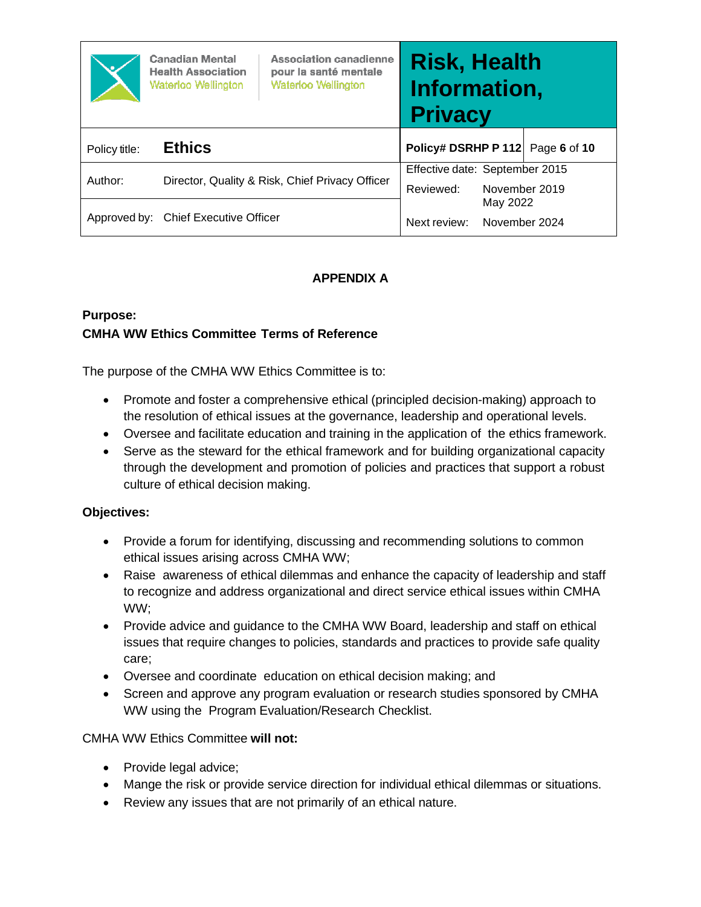## APPENDIX A

**Purpose:**

**CMHA WW Ethics Committee Terms of Reference**

The purpose of the CMHA WW Ethics Committee is to:

- Promote and foster a comprehensive ethical (principled decision-making) approach to the resolution of ethical issues at the governance, leadership and operational levels.
- Oversee and facilitate education and training in the application of the ethics framework.
- Serve as the steward for the ethical framework and for building organizational capacity through the development and promotion of policies and practices that support a robust culture of ethical decision making.

**Objectives:**

- Provide a forum for identifying, discussing and recommending solutions to common ethical issues arising across CMHA WW;
- Raise awareness of ethical dilemmas and enhance the capacity of leadership and staff to recognize and address organizational and direct service ethical issues within CMHA WW;
- Provide advice and guidance to the CMHA WW Board, leadership and staff on ethical issues that require changes to policies, standards and practices to provide safe quality care;
- Oversee and coordinate education on ethical decision making; and
- Screen and approve any program evaluation or research studies sponsored by CMHA WW using the Program Evaluation/Research Checklist.

CMHA WW Ethics Committee **will not:**

- Provide legal advice;
- Mange the risk or provide service direction for individual ethical dilemmas or situations.
- Review any issues that are not primarily of an ethical nature.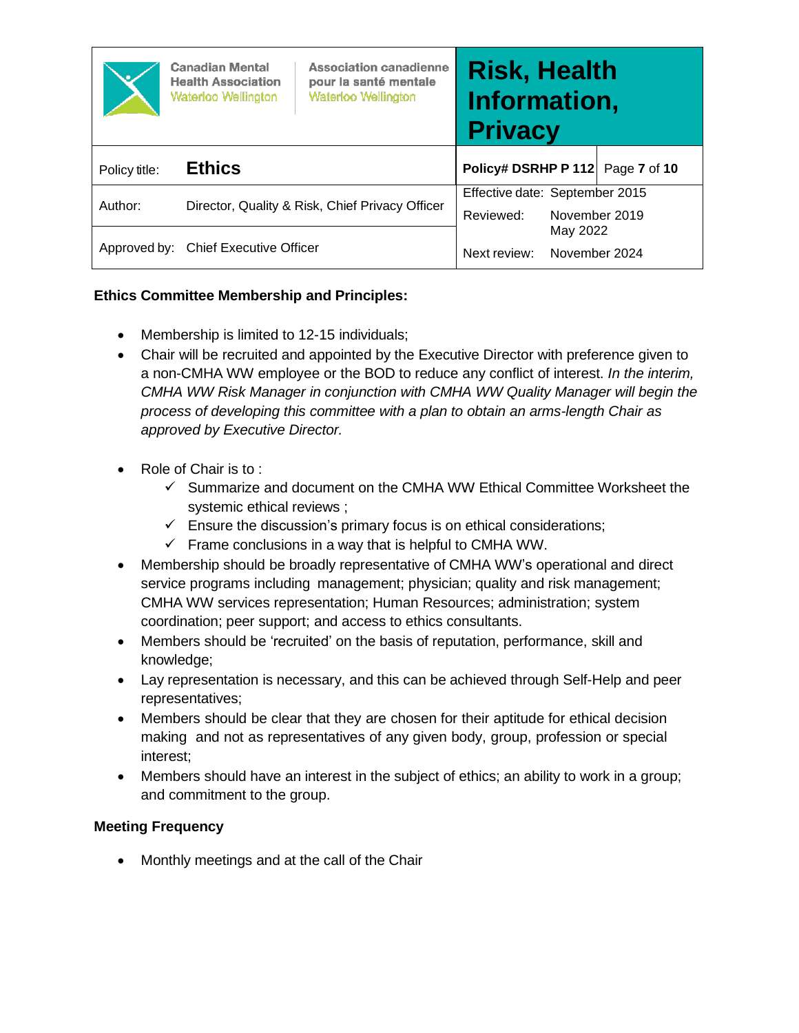**Ethics Committee Membership and Principles:**

- Membership is limited to 12-15 individuals;
- Chair will be recruited and appointed by the Executive Director with preference given to a non-CMHA WW employee or the BOD to reduce any conflict of interest. *In the interim, CMHA WW Risk Manager in conjunction with CMHA WW Quality Manager will begin the process of developing this committee with a plan to obtain an arms-length Chair as approved by Executive Director.*

- Role of Chair is to :
  - ✓ Summarize and document on the CMHA WW Ethical Committee Worksheet the systemic ethical reviews ;
  - ✓ Ensure the discussion's primary focus is on ethical considerations;
  - ✓ Frame conclusions in a way that is helpful to CMHA WW.
- Membership should be broadly representative of CMHA WW's operational and direct service programs including management; physician; quality and risk management; CMHA WW services representation; Human Resources; administration; system coordination; peer support; and access to ethics consultants.
- Members should be 'recruited' on the basis of reputation, performance, skill and knowledge;
- Lay representation is necessary, and this can be achieved through Self-Help and peer representatives;
- Members should be clear that they are chosen for their aptitude for ethical decision making and not as representatives of any given body, group, profession or special interest;
- Members should have an interest in the subject of ethics; an ability to work in a group; and commitment to the group.

**Meeting Frequency**

- Monthly meetings and at the call of the Chair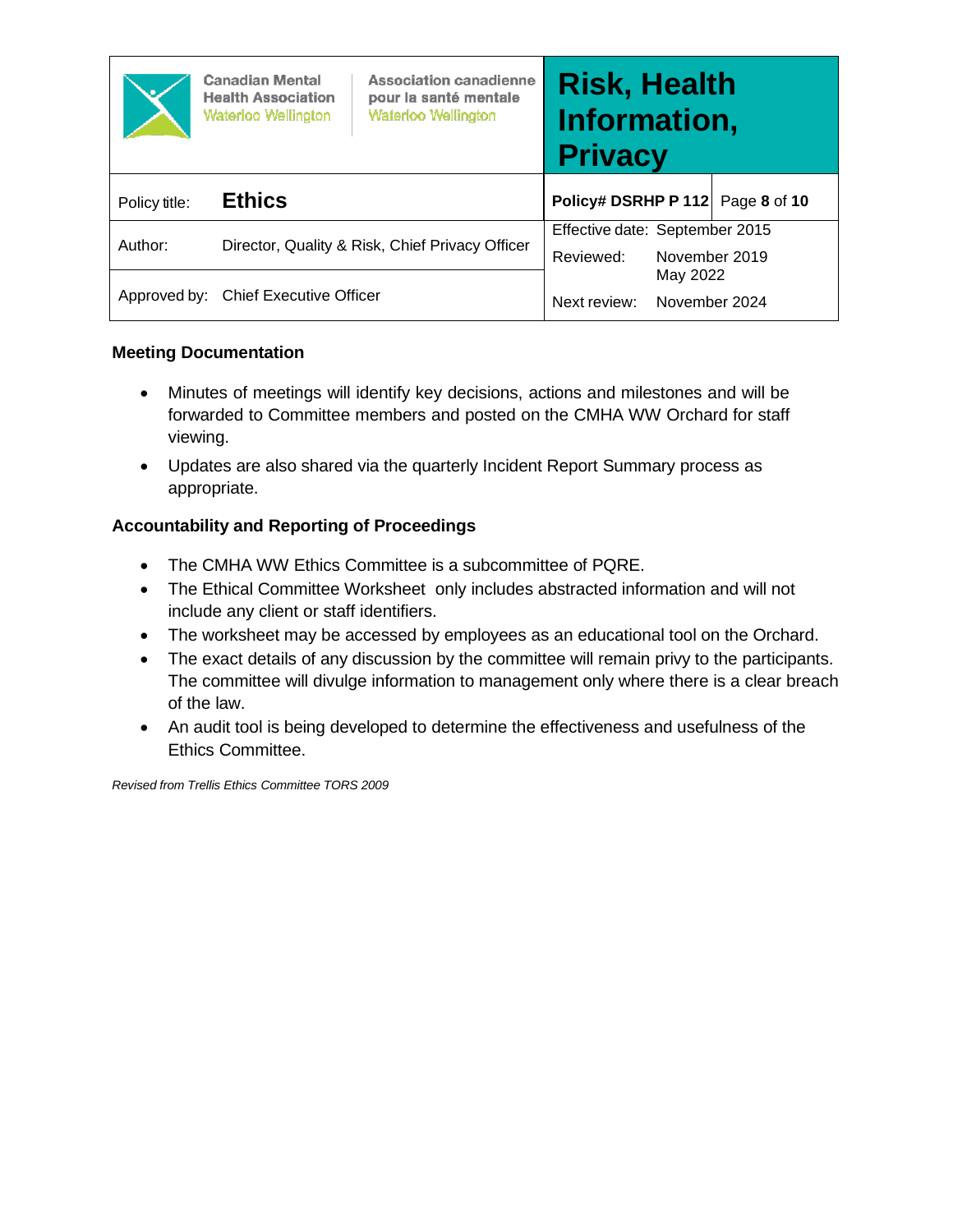**Meeting Documentation**

- Minutes of meetings will identify key decisions, actions and milestones and will be forwarded to Committee members and posted on the CMHA WW Orchard for staff viewing.
- Updates are also shared via the quarterly Incident Report Summary process as appropriate.

**Accountability and Reporting of Proceedings**

- The CMHA WW Ethics Committee is a subcommittee of PQRE.
- The Ethical Committee Worksheet only includes abstracted information and will not include any client or staff identifiers.
- The worksheet may be accessed by employees as an educational tool on the Orchard.
- The exact details of any discussion by the committee will remain privy to the participants. The committee will divulge information to management only where there is a clear breach of the law.
- An audit tool is being developed to determine the effectiveness and usefulness of the Ethics Committee.

*Revised from Trellis Ethics Committee TORS 2009*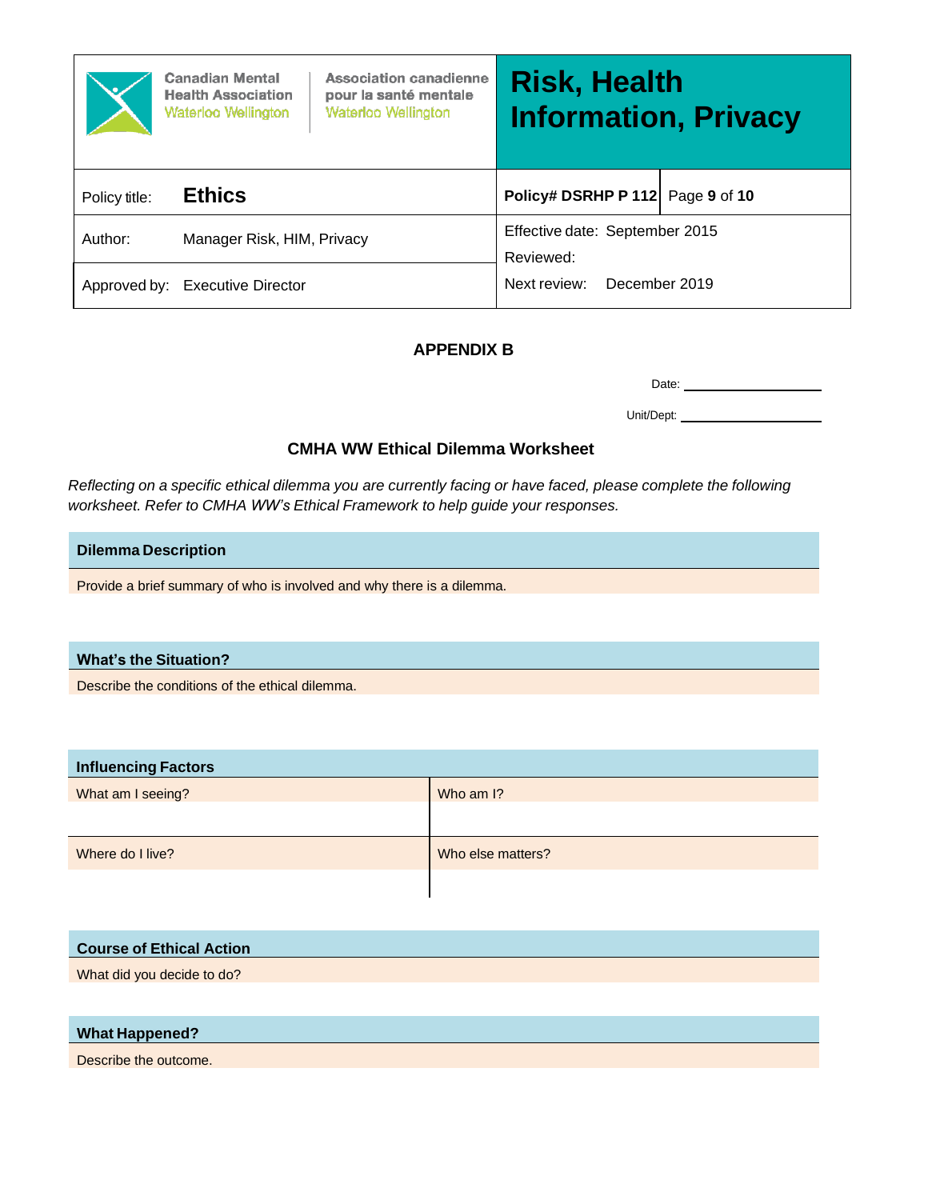| Canadian Mental Health Association Waterloo Wellington / Association canadienne pour la santé mentale Waterloo Wellington | Risk, Health Information, Privacy | |
|---|---|---|
| Policy title: **Ethics** | **Policy# DSRHP P 112** | Page **9** of **10** |
| Author: Manager Risk, HIM, Privacy | Effective date: September 2015 | |
| | Reviewed: | |
| Approved by: Executive Director | Next review: December 2019 | |

## APPENDIX B

Date: ____________________

Unit/Dept: ____________________

### CMHA WW Ethical Dilemma Worksheet

*Reflecting on a specific ethical dilemma you are currently facing or have faced, please complete the following worksheet. Refer to CMHA WW's Ethical Framework to help guide your responses.*

| **Dilemma Description** |
|---|
| Provide a brief summary of who is involved and why there is a dilemma. |
| |

| **What's the Situation?** |
|---|
| Describe the conditions of the ethical dilemma. |
| |

| **Influencing Factors** | |
|---|---|
| What am I seeing? | Who am I? |
| | |
| Where do I live? | Who else matters? |
| | |

| **Course of Ethical Action** |
|---|
| What did you decide to do? |
| |

| **What Happened?** |
|---|
| Describe the outcome. |
| |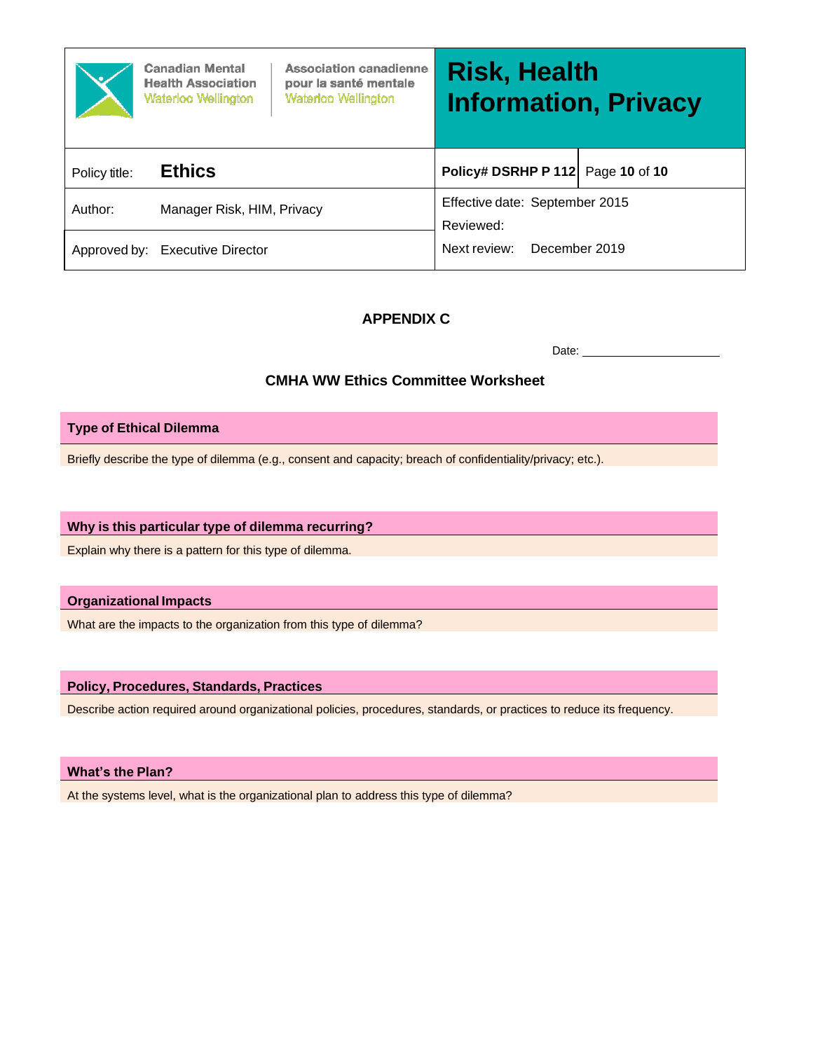| Canadian Mental Health Association Waterloo Wellington / Association canadienne pour la santé mentale Waterloo Wellington | | Risk, Health Information, Privacy | |
|---|---|---|---|
| Policy title: | **Ethics** | **Policy# DSRHP P 112** | |
| Author: | Manager Risk, HIM, Privacy | Effective date: September 2015 | |
| | | Reviewed: | |
| Approved by: | Executive Director | Next review: December 2019 | |

## APPENDIX C

Date: ______________________

### CMHA WW Ethics Committee Worksheet

**Type of Ethical Dilemma**

Briefly describe the type of dilemma (e.g., consent and capacity; breach of confidentiality/privacy; etc.).

**Why is this particular type of dilemma recurring?**

Explain why there is a pattern for this type of dilemma.

**Organizational Impacts**

What are the impacts to the organization from this type of dilemma?

**Policy, Procedures, Standards, Practices**

Describe action required around organizational policies, procedures, standards, or practices to reduce its frequency.

**What's the Plan?**

At the systems level, what is the organizational plan to address this type of dilemma?